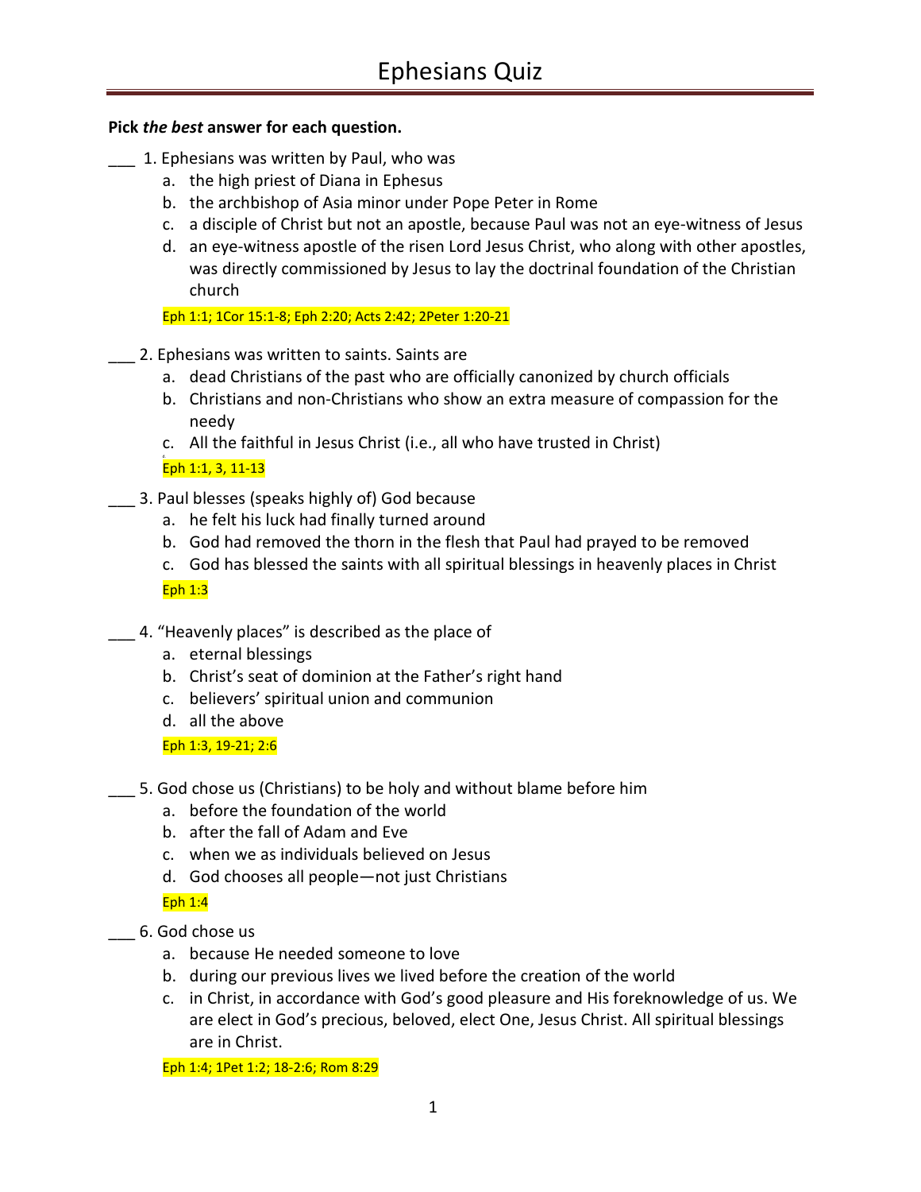# Ephesians Quiz

**Pick *the best* answer for each question.**

___ 1. Ephesians was written by Paul, who was

a. the high priest of Diana in Ephesus
b. the archbishop of Asia minor under Pope Peter in Rome
c. a disciple of Christ but not an apostle, because Paul was not an eye-witness of Jesus
d. an eye-witness apostle of the risen Lord Jesus Christ, who along with other apostles, was directly commissioned by Jesus to lay the doctrinal foundation of the Christian church

Eph 1:1; 1Cor 15:1-8; Eph 2:20; Acts 2:42; 2Peter 1:20-21

___ 2. Ephesians was written to saints. Saints are

a. dead Christians of the past who are officially canonized by church officials
b. Christians and non-Christians who show an extra measure of compassion for the needy
c. All the faithful in Jesus Christ (i.e., all who have trusted in Christ)

Eph 1:1, 3, 11-13

___ 3. Paul blesses (speaks highly of) God because

a. he felt his luck had finally turned around
b. God had removed the thorn in the flesh that Paul had prayed to be removed
c. God has blessed the saints with all spiritual blessings in heavenly places in Christ

Eph 1:3

___ 4. "Heavenly places" is described as the place of

a. eternal blessings
b. Christ's seat of dominion at the Father's right hand
c. believers' spiritual union and communion
d. all the above

Eph 1:3, 19-21; 2:6

___ 5. God chose us (Christians) to be holy and without blame before him

a. before the foundation of the world
b. after the fall of Adam and Eve
c. when we as individuals believed on Jesus
d. God chooses all people—not just Christians

Eph 1:4

___ 6. God chose us

a. because He needed someone to love
b. during our previous lives we lived before the creation of the world
c. in Christ, in accordance with God's good pleasure and His foreknowledge of us. We are elect in God's precious, beloved, elect One, Jesus Christ. All spiritual blessings are in Christ.

Eph 1:4; 1Pet 1:2; 18-2:6; Rom 8:29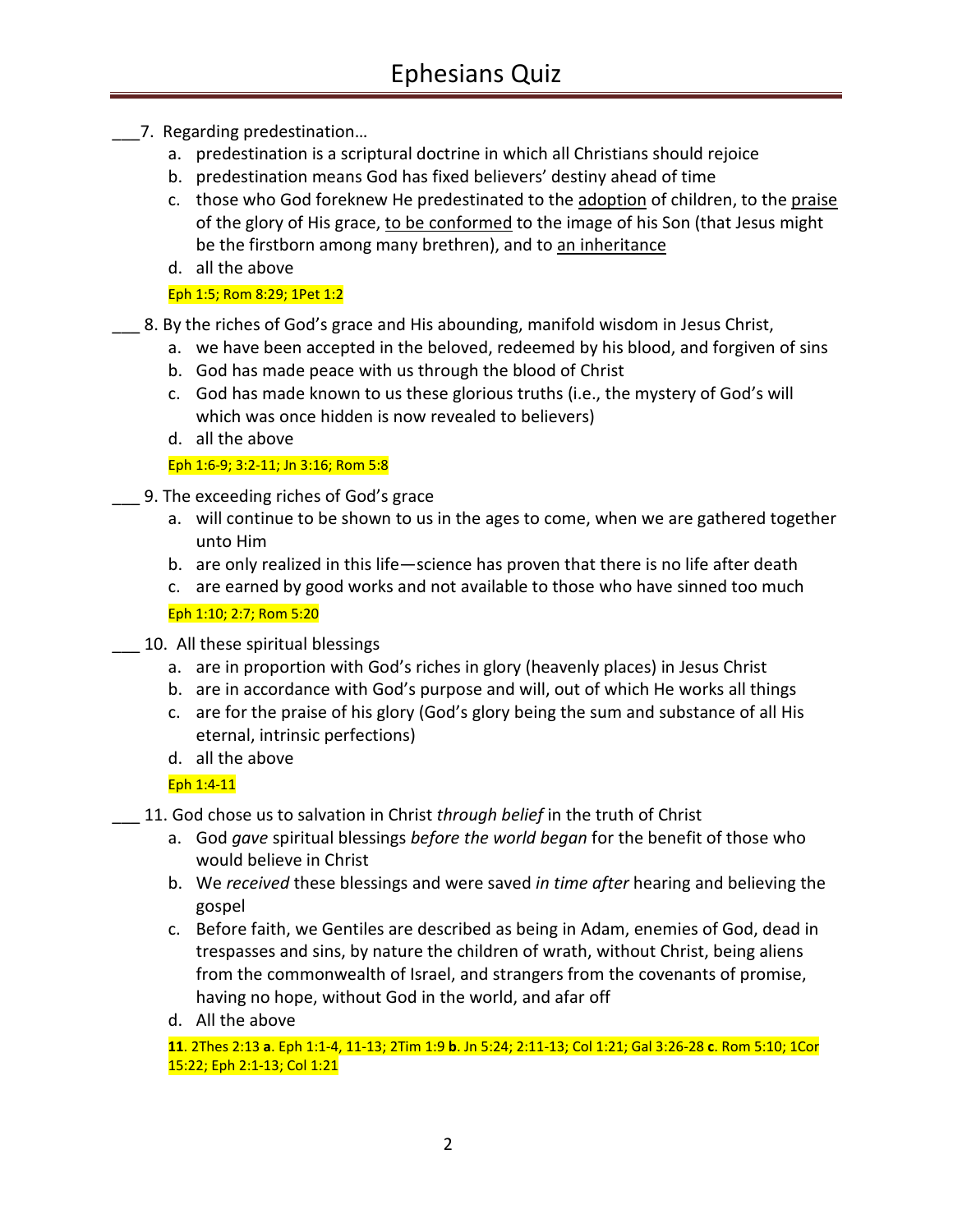# Ephesians Quiz

___7. Regarding predestination…

a. predestination is a scriptural doctrine in which all Christians should rejoice
b. predestination means God has fixed believers' destiny ahead of time
c. those who God foreknew He predestinated to the <u>adoption</u> of children, to the <u>praise</u> of the glory of His grace, <u>to be conformed</u> to the image of his Son (that Jesus might be the firstborn among many brethren), and to <u>an inheritance</u>
d. all the above

Eph 1:5; Rom 8:29; 1Pet 1:2

___ 8. By the riches of God's grace and His abounding, manifold wisdom in Jesus Christ,

a. we have been accepted in the beloved, redeemed by his blood, and forgiven of sins
b. God has made peace with us through the blood of Christ
c. God has made known to us these glorious truths (i.e., the mystery of God's will which was once hidden is now revealed to believers)
d. all the above

Eph 1:6-9; 3:2-11; Jn 3:16; Rom 5:8

___ 9. The exceeding riches of God's grace

a. will continue to be shown to us in the ages to come, when we are gathered together unto Him
b. are only realized in this life—science has proven that there is no life after death
c. are earned by good works and not available to those who have sinned too much

Eph 1:10; 2:7; Rom 5:20

___ 10. All these spiritual blessings

a. are in proportion with God's riches in glory (heavenly places) in Jesus Christ
b. are in accordance with God's purpose and will, out of which He works all things
c. are for the praise of his glory (God's glory being the sum and substance of all His eternal, intrinsic perfections)
d. all the above

Eph 1:4-11

___ 11. God chose us to salvation in Christ *through belief* in the truth of Christ

a. God *gave* spiritual blessings *before the world began* for the benefit of those who would believe in Christ
b. We *received* these blessings and were saved *in time after* hearing and believing the gospel
c. Before faith, we Gentiles are described as being in Adam, enemies of God, dead in trespasses and sins, by nature the children of wrath, without Christ, being aliens from the commonwealth of Israel, and strangers from the covenants of promise, having no hope, without God in the world, and afar off
d. All the above

**11**. 2Thes 2:13 **a**. Eph 1:1-4, 11-13; 2Tim 1:9 **b**. Jn 5:24; 2:11-13; Col 1:21; Gal 3:26-28 **c**. Rom 5:10; 1Cor 15:22; Eph 2:1-13; Col 1:21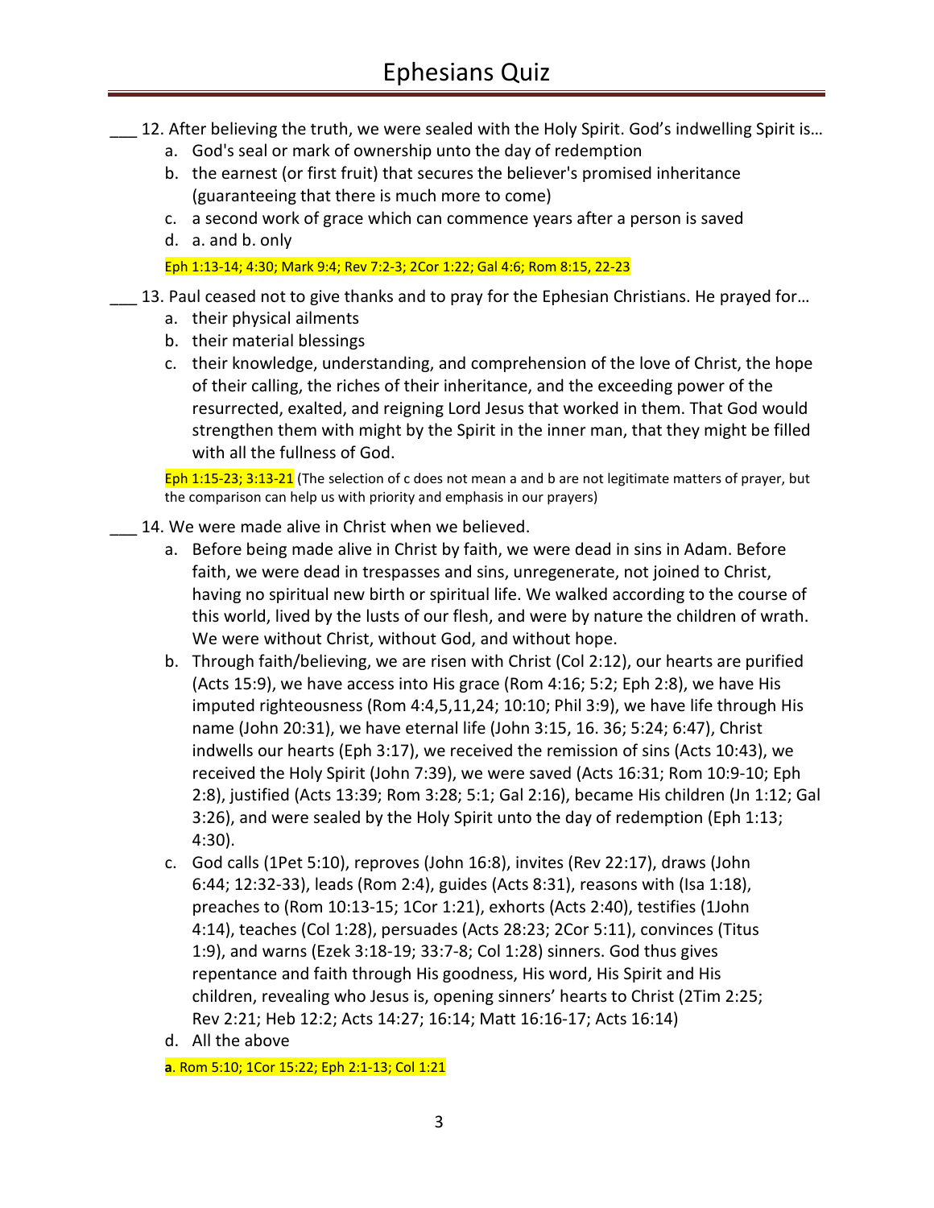___ 12. After believing the truth, we were sealed with the Holy Spirit. God's indwelling Spirit is…

a. God's seal or mark of ownership unto the day of redemption
b. the earnest (or first fruit) that secures the believer's promised inheritance (guaranteeing that there is much more to come)
c. a second work of grace which can commence years after a person is saved
d. a. and b. only

Eph 1:13-14; 4:30; Mark 9:4; Rev 7:2-3; 2Cor 1:22; Gal 4:6; Rom 8:15, 22-23

___ 13. Paul ceased not to give thanks and to pray for the Ephesian Christians. He prayed for…

a. their physical ailments
b. their material blessings
c. their knowledge, understanding, and comprehension of the love of Christ, the hope of their calling, the riches of their inheritance, and the exceeding power of the resurrected, exalted, and reigning Lord Jesus that worked in them. That God would strengthen them with might by the Spirit in the inner man, that they might be filled with all the fullness of God.

Eph 1:15-23; 3:13-21 (The selection of c does not mean a and b are not legitimate matters of prayer, but the comparison can help us with priority and emphasis in our prayers)

___ 14. We were made alive in Christ when we believed.

a. Before being made alive in Christ by faith, we were dead in sins in Adam. Before faith, we were dead in trespasses and sins, unregenerate, not joined to Christ, having no spiritual new birth or spiritual life. We walked according to the course of this world, lived by the lusts of our flesh, and were by nature the children of wrath. We were without Christ, without God, and without hope.
b. Through faith/believing, we are risen with Christ (Col 2:12), our hearts are purified (Acts 15:9), we have access into His grace (Rom 4:16; 5:2; Eph 2:8), we have His imputed righteousness (Rom 4:4,5,11,24; 10:10; Phil 3:9), we have life through His name (John 20:31), we have eternal life (John 3:15, 16. 36; 5:24; 6:47), Christ indwells our hearts (Eph 3:17), we received the remission of sins (Acts 10:43), we received the Holy Spirit (John 7:39), we were saved (Acts 16:31; Rom 10:9-10; Eph 2:8), justified (Acts 13:39; Rom 3:28; 5:1; Gal 2:16), became His children (Jn 1:12; Gal 3:26), and were sealed by the Holy Spirit unto the day of redemption (Eph 1:13; 4:30).
c. God calls (1Pet 5:10), reproves (John 16:8), invites (Rev 22:17), draws (John 6:44; 12:32-33), leads (Rom 2:4), guides (Acts 8:31), reasons with (Isa 1:18), preaches to (Rom 10:13-15; 1Cor 1:21), exhorts (Acts 2:40), testifies (1John 4:14), teaches (Col 1:28), persuades (Acts 28:23; 2Cor 5:11), convinces (Titus 1:9), and warns (Ezek 3:18-19; 33:7-8; Col 1:28) sinners. God thus gives repentance and faith through His goodness, His word, His Spirit and His children, revealing who Jesus is, opening sinners' hearts to Christ (2Tim 2:25; Rev 2:21; Heb 12:2; Acts 14:27; 16:14; Matt 16:16-17; Acts 16:14)
d. All the above

**a**. Rom 5:10; 1Cor 15:22; Eph 2:1-13; Col 1:21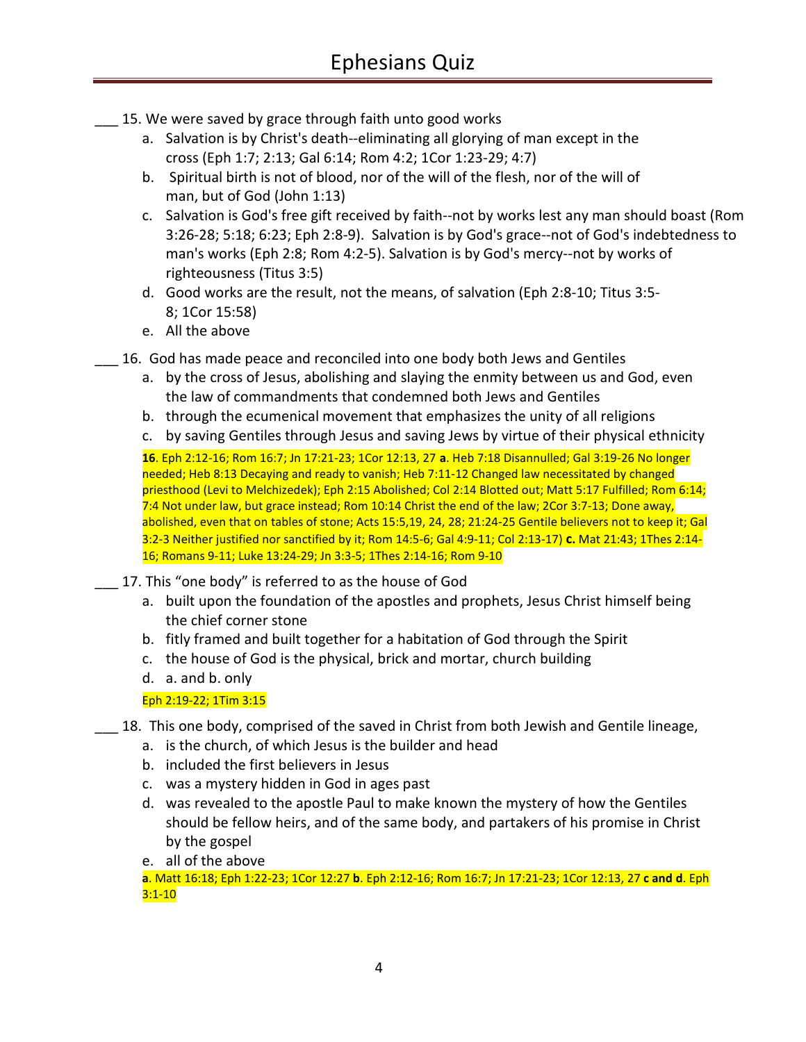# Ephesians Quiz

___ 15. We were saved by grace through faith unto good works

a. Salvation is by Christ's death--eliminating all glorying of man except in the cross (Eph 1:7; 2:13; Gal 6:14; Rom 4:2; 1Cor 1:23-29; 4:7)
b. Spiritual birth is not of blood, nor of the will of the flesh, nor of the will of man, but of God (John 1:13)
c. Salvation is God's free gift received by faith--not by works lest any man should boast (Rom 3:26-28; 5:18; 6:23; Eph 2:8-9). Salvation is by God's grace--not of God's indebtedness to man's works (Eph 2:8; Rom 4:2-5). Salvation is by God's mercy--not by works of righteousness (Titus 3:5)
d. Good works are the result, not the means, of salvation (Eph 2:8-10; Titus 3:5-8; 1Cor 15:58)
e. All the above

___ 16. God has made peace and reconciled into one body both Jews and Gentiles

a. by the cross of Jesus, abolishing and slaying the enmity between us and God, even the law of commandments that condemned both Jews and Gentiles
b. through the ecumenical movement that emphasizes the unity of all religions
c. by saving Gentiles through Jesus and saving Jews by virtue of their physical ethnicity

**16**. Eph 2:12-16; Rom 16:7; Jn 17:21-23; 1Cor 12:13, 27 **a**. Heb 7:18 Disannulled; Gal 3:19-26 No longer needed; Heb 8:13 Decaying and ready to vanish; Heb 7:11-12 Changed law necessitated by changed priesthood (Levi to Melchizedek); Eph 2:15 Abolished; Col 2:14 Blotted out; Matt 5:17 Fulfilled; Rom 6:14; 7:4 Not under law, but grace instead; Rom 10:14 Christ the end of the law; 2Cor 3:7-13; Done away, abolished, even that on tables of stone; Acts 15:5,19, 24, 28; 21:24-25 Gentile believers not to keep it; Gal 3:2-3 Neither justified nor sanctified by it; Rom 14:5-6; Gal 4:9-11; Col 2:13-17) **c.** Mat 21:43; 1Thes 2:14-16; Romans 9-11; Luke 13:24-29; Jn 3:3-5; 1Thes 2:14-16; Rom 9-10

___ 17. This "one body" is referred to as the house of God

a. built upon the foundation of the apostles and prophets, Jesus Christ himself being the chief corner stone
b. fitly framed and built together for a habitation of God through the Spirit
c. the house of God is the physical, brick and mortar, church building
d. a. and b. only

Eph 2:19-22; 1Tim 3:15

___ 18. This one body, comprised of the saved in Christ from both Jewish and Gentile lineage,

a. is the church, of which Jesus is the builder and head
b. included the first believers in Jesus
c. was a mystery hidden in God in ages past
d. was revealed to the apostle Paul to make known the mystery of how the Gentiles should be fellow heirs, and of the same body, and partakers of his promise in Christ by the gospel
e. all of the above

**a**. Matt 16:18; Eph 1:22-23; 1Cor 12:27 **b**. Eph 2:12-16; Rom 16:7; Jn 17:21-23; 1Cor 12:13, 27 **c and d**. Eph 3:1-10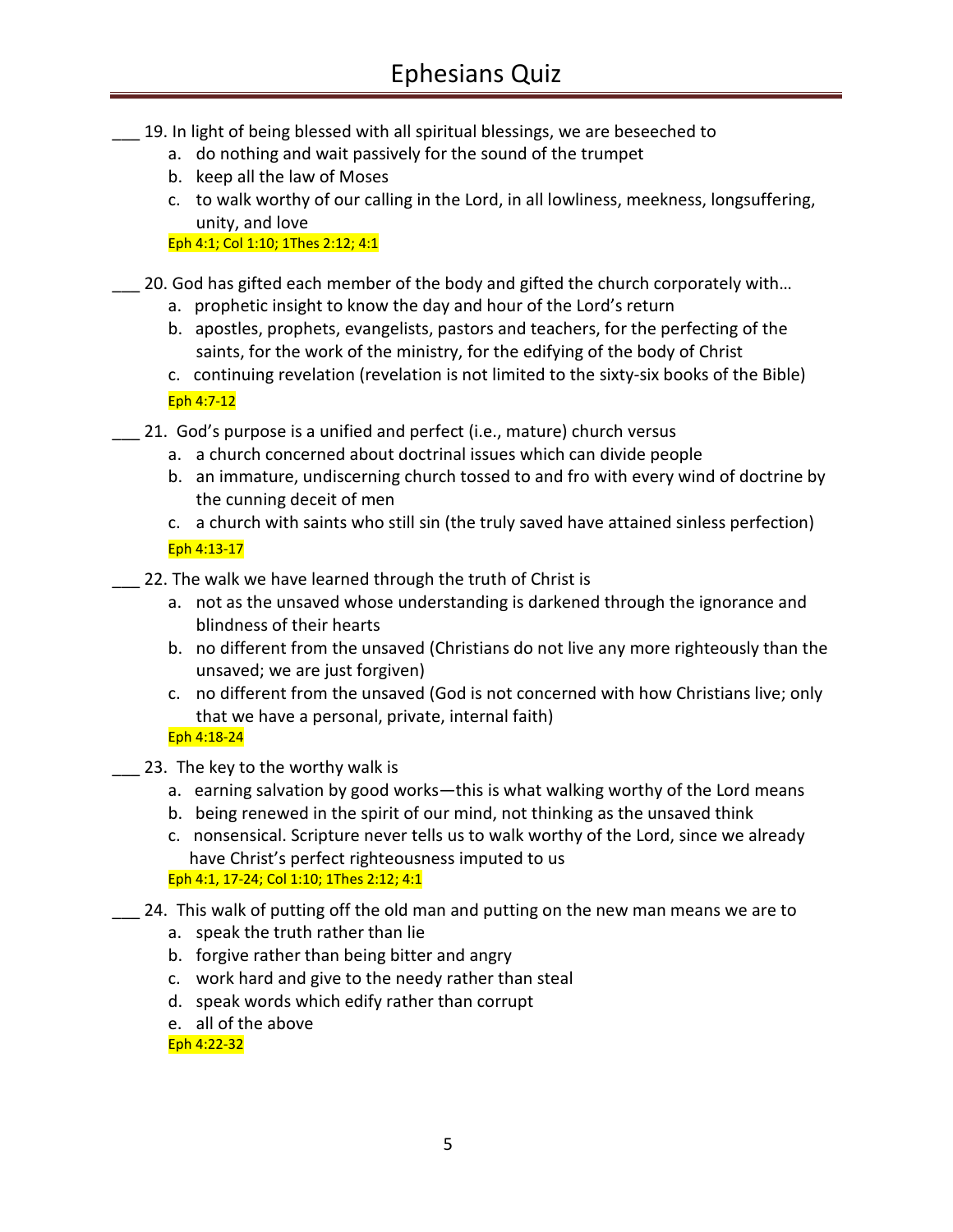___ 19. In light of being blessed with all spiritual blessings, we are beseeched to

a. do nothing and wait passively for the sound of the trumpet
b. keep all the law of Moses
c. to walk worthy of our calling in the Lord, in all lowliness, meekness, longsuffering, unity, and love

Eph 4:1; Col 1:10; 1Thes 2:12; 4:1

___ 20. God has gifted each member of the body and gifted the church corporately with…

a. prophetic insight to know the day and hour of the Lord's return
b. apostles, prophets, evangelists, pastors and teachers, for the perfecting of the saints, for the work of the ministry, for the edifying of the body of Christ
c. continuing revelation (revelation is not limited to the sixty-six books of the Bible)

Eph 4:7-12

___ 21. God's purpose is a unified and perfect (i.e., mature) church versus

a. a church concerned about doctrinal issues which can divide people
b. an immature, undiscerning church tossed to and fro with every wind of doctrine by the cunning deceit of men
c. a church with saints who still sin (the truly saved have attained sinless perfection)

Eph 4:13-17

___ 22. The walk we have learned through the truth of Christ is

a. not as the unsaved whose understanding is darkened through the ignorance and blindness of their hearts
b. no different from the unsaved (Christians do not live any more righteously than the unsaved; we are just forgiven)
c. no different from the unsaved (God is not concerned with how Christians live; only that we have a personal, private, internal faith)

Eph 4:18-24

___ 23. The key to the worthy walk is

a. earning salvation by good works—this is what walking worthy of the Lord means
b. being renewed in the spirit of our mind, not thinking as the unsaved think
c. nonsensical. Scripture never tells us to walk worthy of the Lord, since we already have Christ's perfect righteousness imputed to us

Eph 4:1, 17-24; Col 1:10; 1Thes 2:12; 4:1

___ 24. This walk of putting off the old man and putting on the new man means we are to

a. speak the truth rather than lie
b. forgive rather than being bitter and angry
c. work hard and give to the needy rather than steal
d. speak words which edify rather than corrupt
e. all of the above

Eph 4:22-32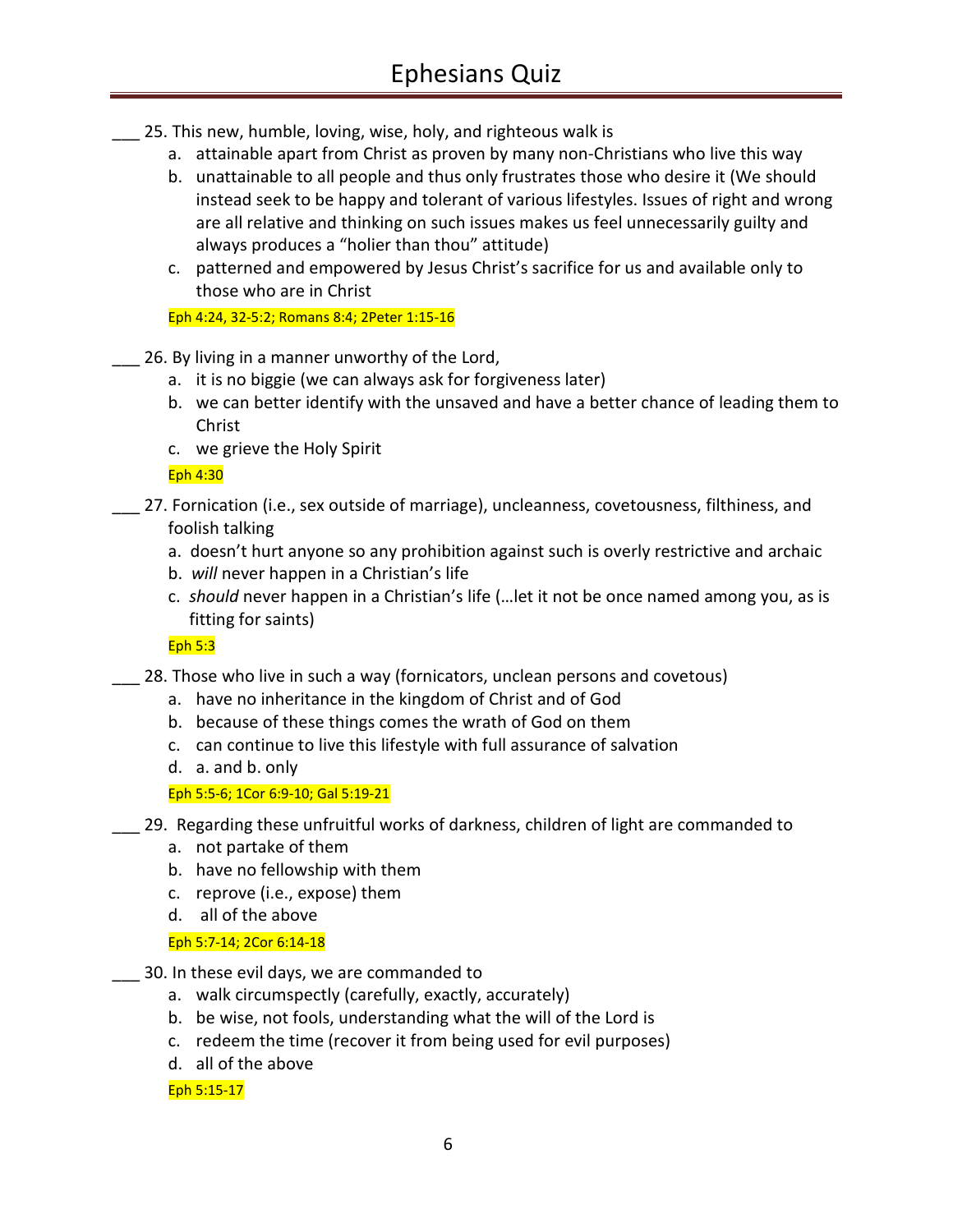# Ephesians Quiz

___ 25. This new, humble, loving, wise, holy, and righteous walk is

a. attainable apart from Christ as proven by many non-Christians who live this way
b. unattainable to all people and thus only frustrates those who desire it (We should instead seek to be happy and tolerant of various lifestyles. Issues of right and wrong are all relative and thinking on such issues makes us feel unnecessarily guilty and always produces a "holier than thou" attitude)
c. patterned and empowered by Jesus Christ's sacrifice for us and available only to those who are in Christ

Eph 4:24, 32-5:2; Romans 8:4; 2Peter 1:15-16

___ 26. By living in a manner unworthy of the Lord,

a. it is no biggie (we can always ask for forgiveness later)
b. we can better identify with the unsaved and have a better chance of leading them to Christ
c. we grieve the Holy Spirit

Eph 4:30

___ 27. Fornication (i.e., sex outside of marriage), uncleanness, covetousness, filthiness, and foolish talking

a. doesn't hurt anyone so any prohibition against such is overly restrictive and archaic
b. *will* never happen in a Christian's life
c. *should* never happen in a Christian's life (…let it not be once named among you, as is fitting for saints)

Eph 5:3

___ 28. Those who live in such a way (fornicators, unclean persons and covetous)

a. have no inheritance in the kingdom of Christ and of God
b. because of these things comes the wrath of God on them
c. can continue to live this lifestyle with full assurance of salvation
d. a. and b. only

Eph 5:5-6; 1Cor 6:9-10; Gal 5:19-21

___ 29. Regarding these unfruitful works of darkness, children of light are commanded to

a. not partake of them
b. have no fellowship with them
c. reprove (i.e., expose) them
d. all of the above

Eph 5:7-14; 2Cor 6:14-18

___ 30. In these evil days, we are commanded to

a. walk circumspectly (carefully, exactly, accurately)
b. be wise, not fools, understanding what the will of the Lord is
c. redeem the time (recover it from being used for evil purposes)
d. all of the above

Eph 5:15-17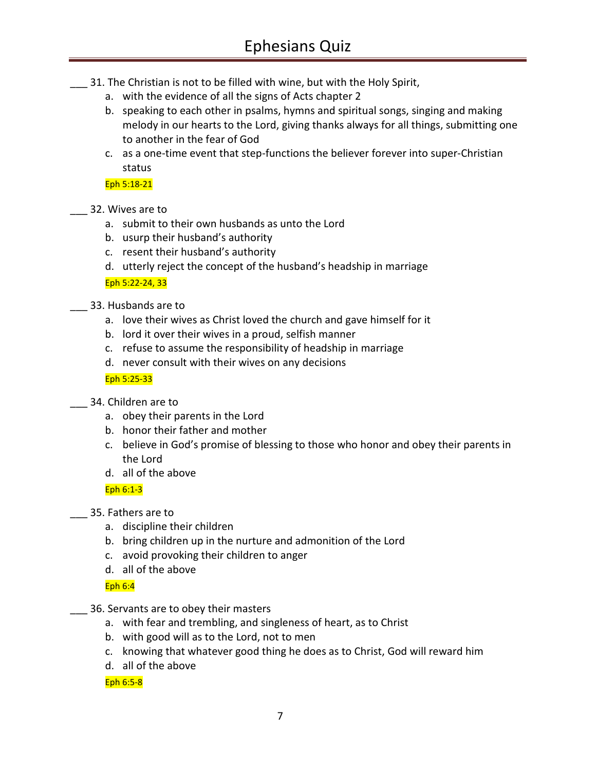___ 31. The Christian is not to be filled with wine, but with the Holy Spirit,

a. with the evidence of all the signs of Acts chapter 2
b. speaking to each other in psalms, hymns and spiritual songs, singing and making melody in our hearts to the Lord, giving thanks always for all things, submitting one to another in the fear of God
c. as a one-time event that step-functions the believer forever into super-Christian status

Eph 5:18-21

___ 32. Wives are to

a. submit to their own husbands as unto the Lord
b. usurp their husband's authority
c. resent their husband's authority
d. utterly reject the concept of the husband's headship in marriage

Eph 5:22-24, 33

___ 33. Husbands are to

a. love their wives as Christ loved the church and gave himself for it
b. lord it over their wives in a proud, selfish manner
c. refuse to assume the responsibility of headship in marriage
d. never consult with their wives on any decisions

Eph 5:25-33

___ 34. Children are to

a. obey their parents in the Lord
b. honor their father and mother
c. believe in God's promise of blessing to those who honor and obey their parents in the Lord
d. all of the above

Eph 6:1-3

___ 35. Fathers are to

a. discipline their children
b. bring children up in the nurture and admonition of the Lord
c. avoid provoking their children to anger
d. all of the above

Eph 6:4

___ 36. Servants are to obey their masters

a. with fear and trembling, and singleness of heart, as to Christ
b. with good will as to the Lord, not to men
c. knowing that whatever good thing he does as to Christ, God will reward him
d. all of the above

Eph 6:5-8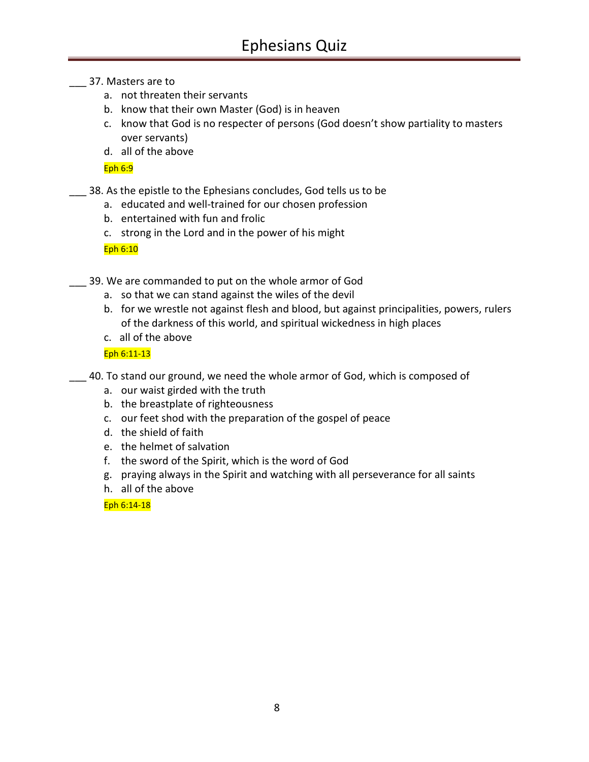# Ephesians Quiz

___ 37. Masters are to

a. not threaten their servants
b. know that their own Master (God) is in heaven
c. know that God is no respecter of persons (God doesn't show partiality to masters over servants)
d. all of the above

Eph 6:9

___ 38. As the epistle to the Ephesians concludes, God tells us to be

a. educated and well-trained for our chosen profession
b. entertained with fun and frolic
c. strong in the Lord and in the power of his might

Eph 6:10

___ 39. We are commanded to put on the whole armor of God

a. so that we can stand against the wiles of the devil
b. for we wrestle not against flesh and blood, but against principalities, powers, rulers of the darkness of this world, and spiritual wickedness in high places
c. all of the above

Eph 6:11-13

___ 40. To stand our ground, we need the whole armor of God, which is composed of

a. our waist girded with the truth
b. the breastplate of righteousness
c. our feet shod with the preparation of the gospel of peace
d. the shield of faith
e. the helmet of salvation
f. the sword of the Spirit, which is the word of God
g. praying always in the Spirit and watching with all perseverance for all saints
h. all of the above

Eph 6:14-18